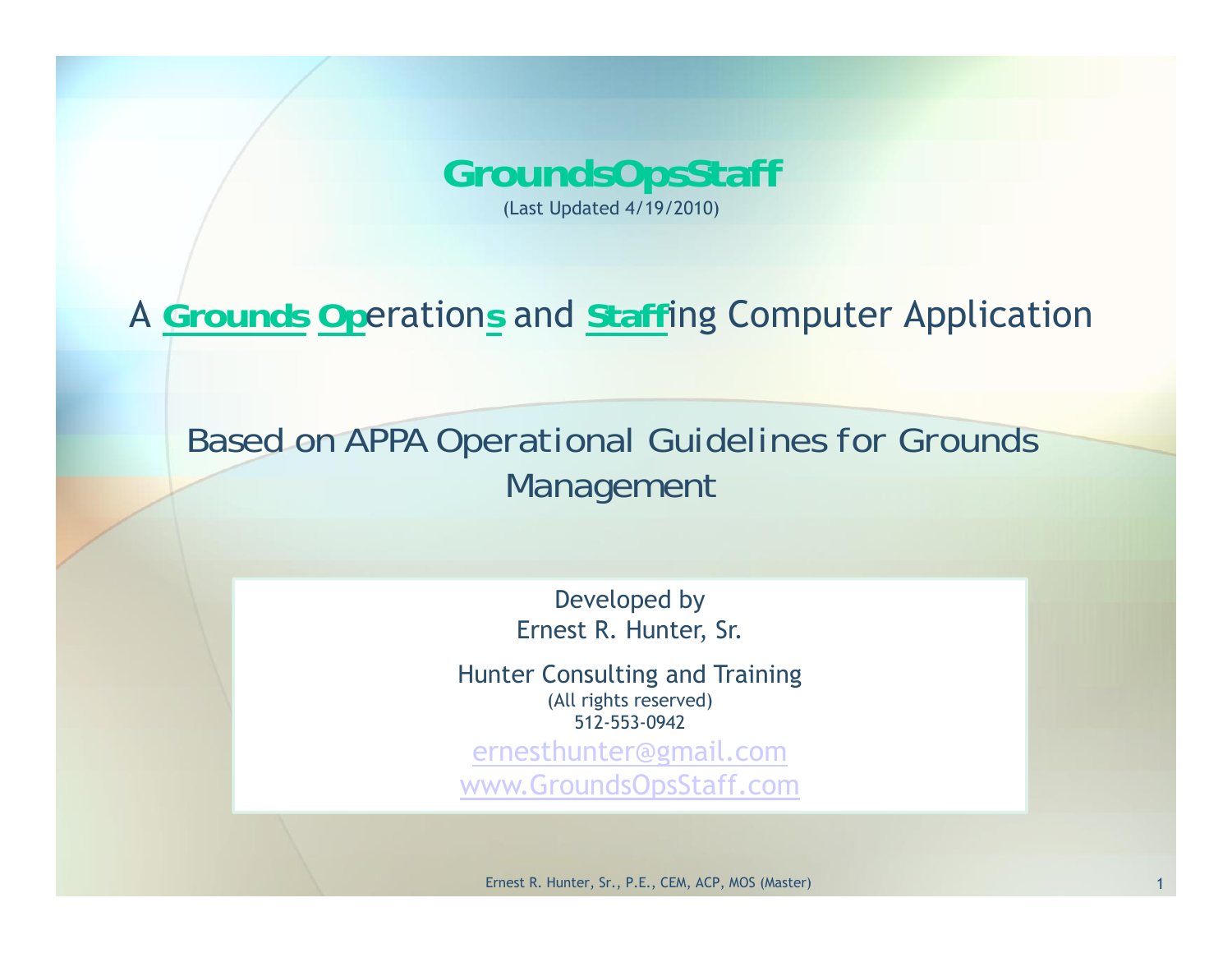# GroundsOpsStaff

(Last Updated 4/19/2010)

## A **Grounds** **Op**eration**s** and **Staff**ing Computer Application

### Based on APPA Operational Guidelines for Grounds Management

Developed by
Ernest R. Hunter, Sr.

Hunter Consulting and Training
(All rights reserved)
512-553-0942
ernesthunter@gmail.com
www.GroundsOpsStaff.com

Ernest R. Hunter, Sr., P.E., CEM, ACP, MOS (Master)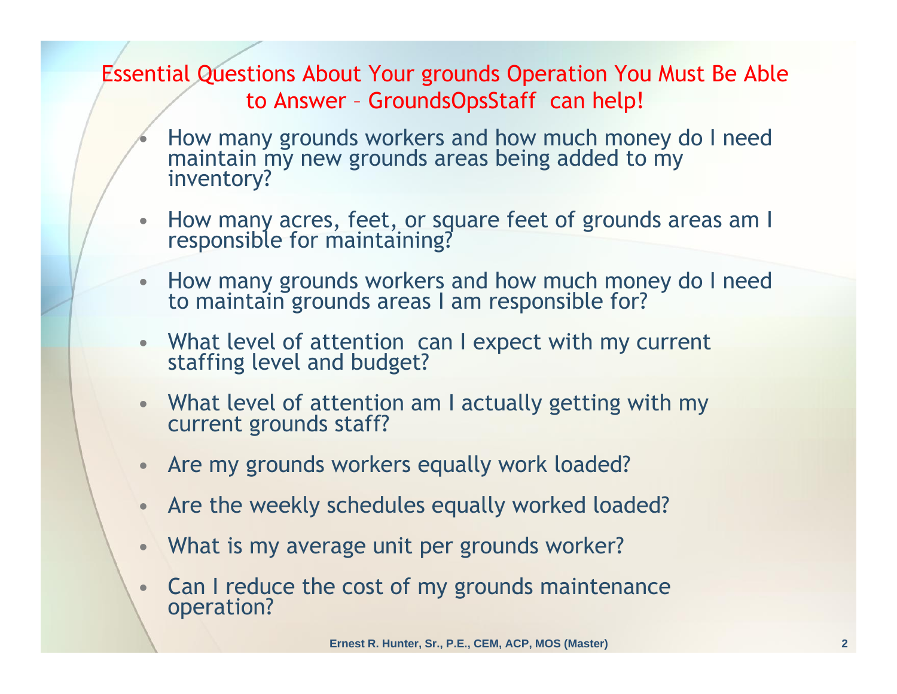## Essential Questions About Your grounds Operation You Must Be Able to Answer – GroundsOpsStaff can help!

- How many grounds workers and how much money do I need maintain my new grounds areas being added to my inventory?
- How many acres, feet, or square feet of grounds areas am I responsible for maintaining?
- How many grounds workers and how much money do I need to maintain grounds areas I am responsible for?
- What level of attention can I expect with my current staffing level and budget?
- What level of attention am I actually getting with my current grounds staff?
- Are my grounds workers equally work loaded?
- Are the weekly schedules equally worked loaded?
- What is my average unit per grounds worker?
- Can I reduce the cost of my grounds maintenance operation?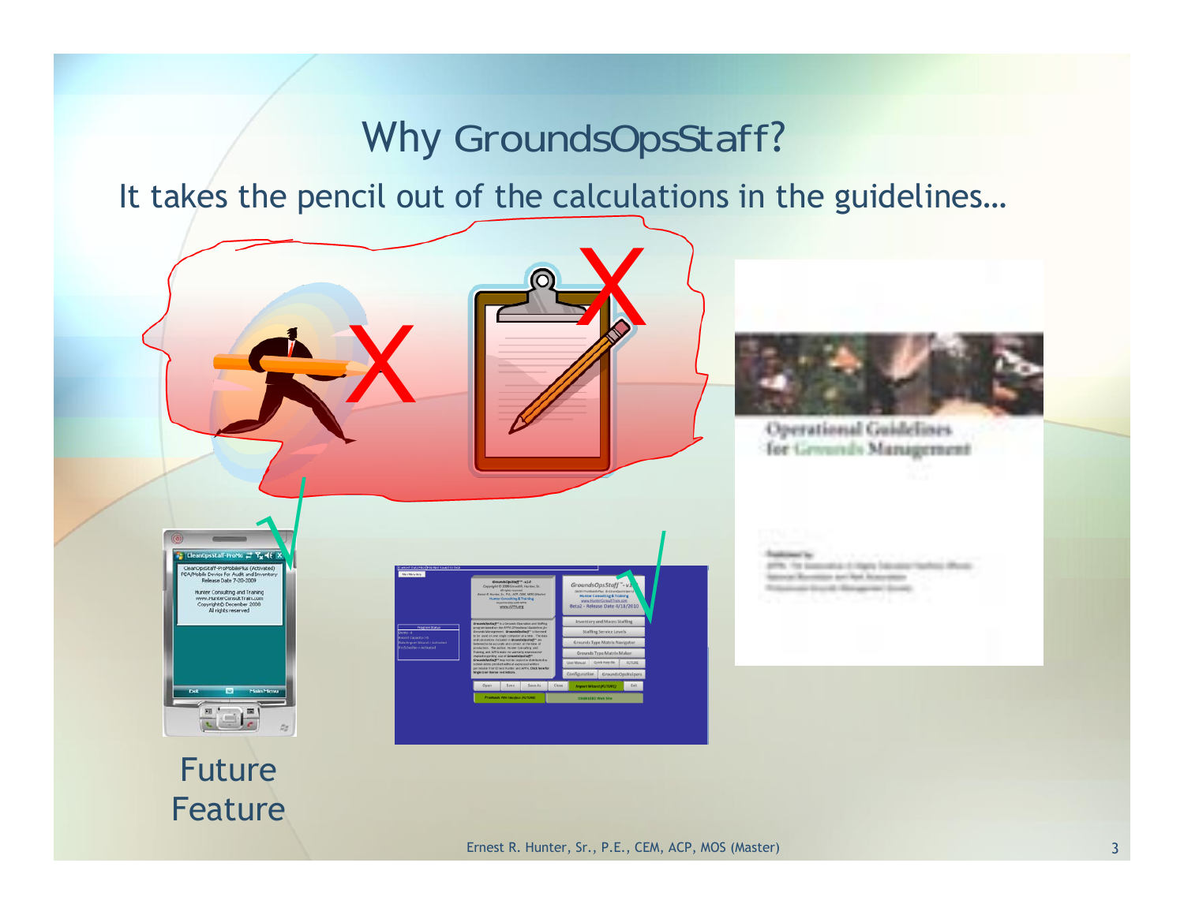# Why GroundsOpsStaff?

It takes the pencil out of the calculations in the guidelines…

Future Feature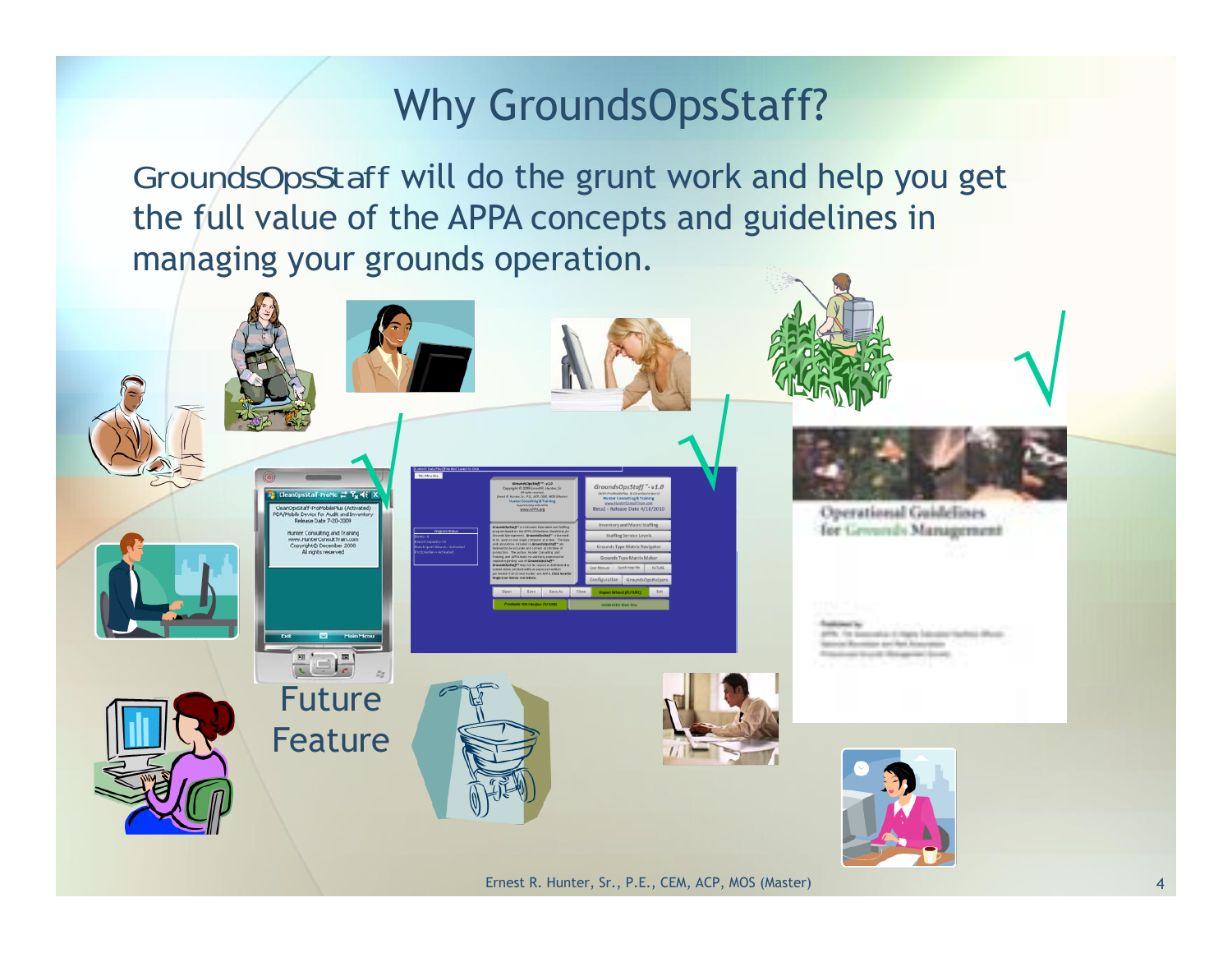# Why GroundsOpsStaff?

GroundsOpsStaff will do the grunt work and help you get the full value of the APPA concepts and guidelines in managing your grounds operation.

Future Feature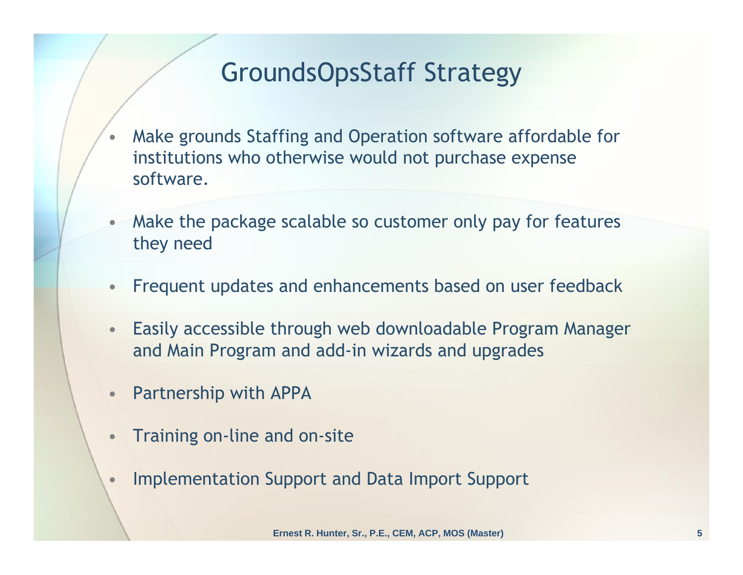# GroundsOpsStaff Strategy

- Make grounds Staffing and Operation software affordable for institutions who otherwise would not purchase expense software.
- Make the package scalable so customer only pay for features they need
- Frequent updates and enhancements based on user feedback
- Easily accessible through web downloadable Program Manager and Main Program and add-in wizards and upgrades
- Partnership with APPA
- Training on-line and on-site
- Implementation Support and Data Import Support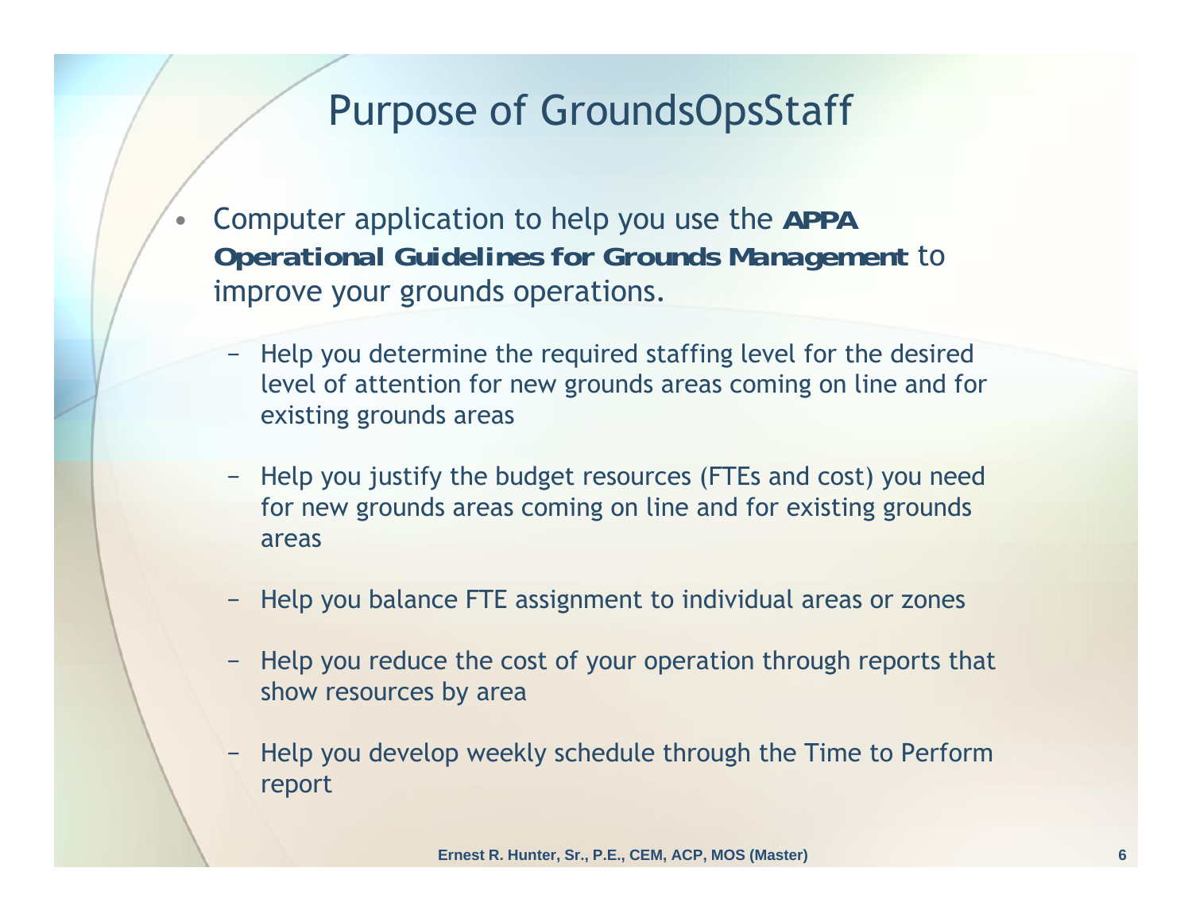# Purpose of GroundsOpsStaff

- Computer application to help you use the ***APPA Operational Guidelines for Grounds Management*** to improve your grounds operations.
  - Help you determine the required staffing level for the desired level of attention for new grounds areas coming on line and for existing grounds areas
  - Help you justify the budget resources (FTEs and cost) you need for new grounds areas coming on line and for existing grounds areas
  - Help you balance FTE assignment to individual areas or zones
  - Help you reduce the cost of your operation through reports that show resources by area
  - Help you develop weekly schedule through the Time to Perform report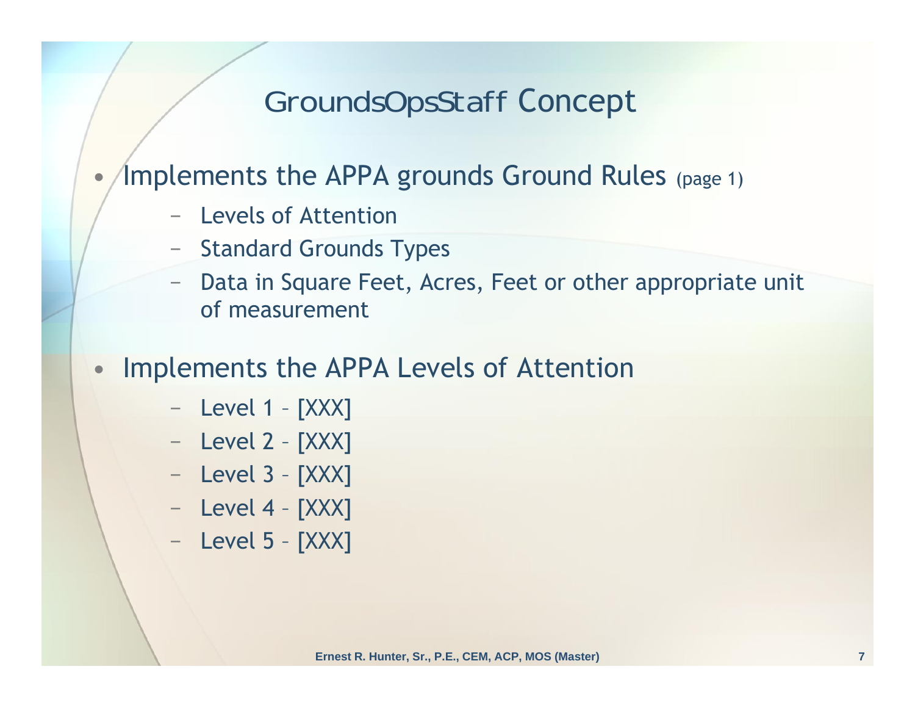# GroundsOpsStaff Concept

- Implements the APPA grounds Ground Rules (page 1)
  - Levels of Attention
  - Standard Grounds Types
  - Data in Square Feet, Acres, Feet or other appropriate unit of measurement
- Implements the APPA Levels of Attention
  - Level 1 – [XXX]
  - Level 2 – [XXX]
  - Level 3 – [XXX]
  - Level 4 – [XXX]
  - Level 5 – [XXX]

Ernest R. Hunter, Sr., P.E., CEM, ACP, MOS (Master)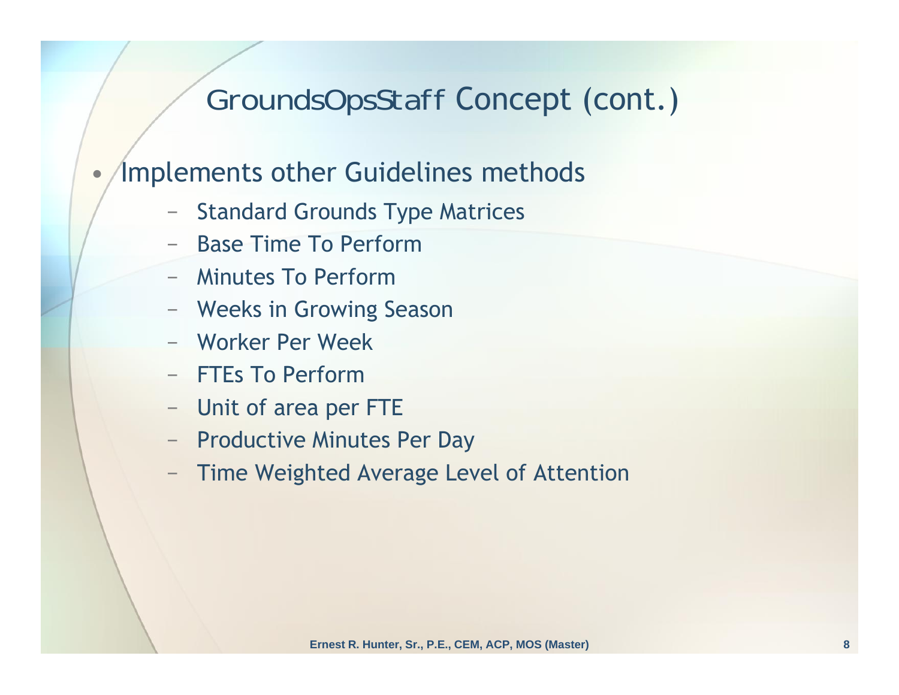# GroundsOpsStaff Concept (cont.)

- Implements other Guidelines methods
  - Standard Grounds Type Matrices
  - Base Time To Perform
  - Minutes To Perform
  - Weeks in Growing Season
  - Worker Per Week
  - FTEs To Perform
  - Unit of area per FTE
  - Productive Minutes Per Day
  - Time Weighted Average Level of Attention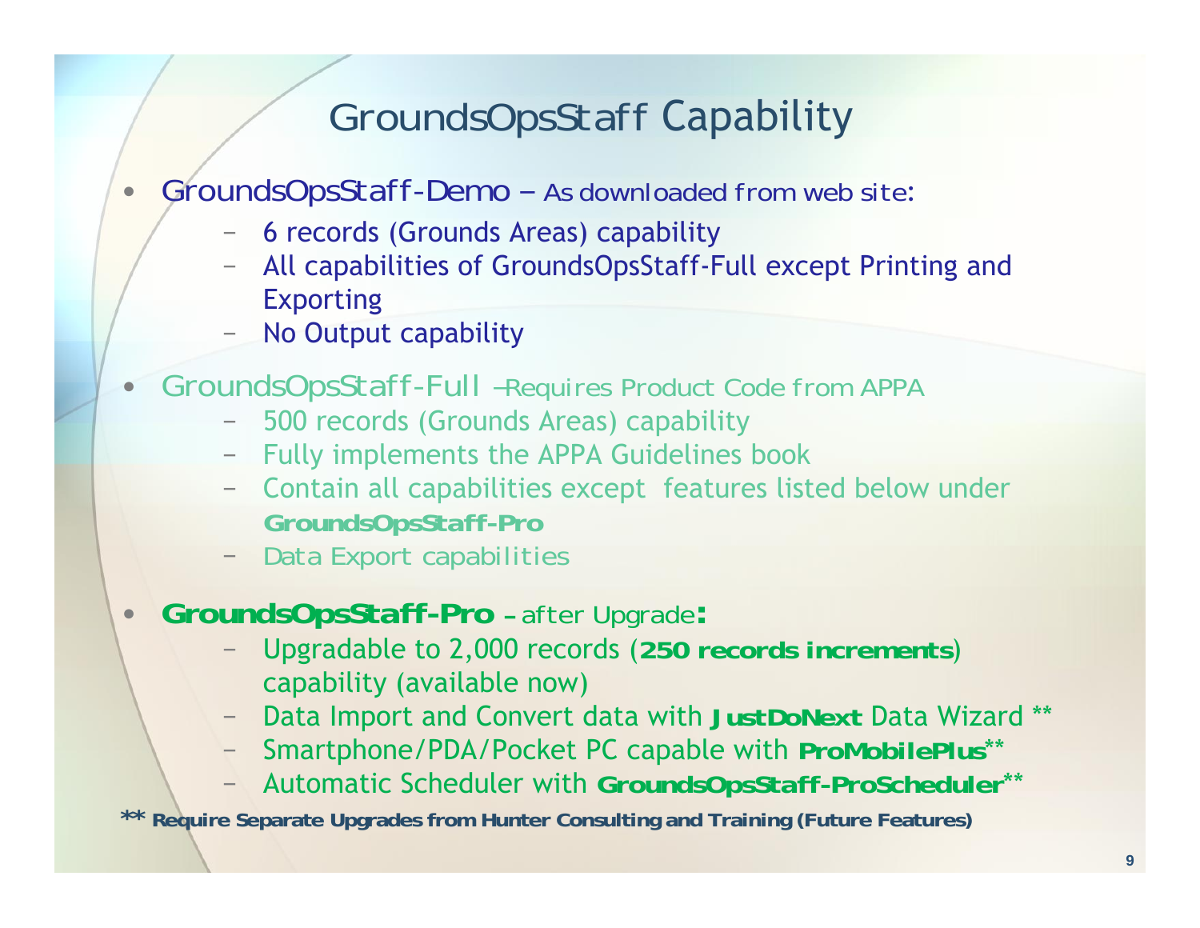# GroundsOpsStaff Capability

- GroundsOpsStaff-Demo – As downloaded from web site:
  - 6 records (Grounds Areas) capability
  - All capabilities of GroundsOpsStaff-Full except Printing and Exporting
  - No Output capability
- GroundsOpsStaff-Full –Requires Product Code from APPA
  - 500 records (Grounds Areas) capability
  - Fully implements the APPA Guidelines book
  - Contain all capabilities except features listed below under **GroundsOpsStaff-Pro**
  - Data Export capabilities
- **GroundsOpsStaff-Pro** – after Upgrade**:**
  - Upgradable to 2,000 records (**250 records increments**) capability (available now)
  - Data Import and Convert data with **JustDoNext** Data Wizard **
  - Smartphone/PDA/Pocket PC capable with **ProMobilePlus****
  - Automatic Scheduler with **GroundsOpsStaff-ProScheduler****

**** Require Separate Upgrades from Hunter Consulting and Training (Future Features)**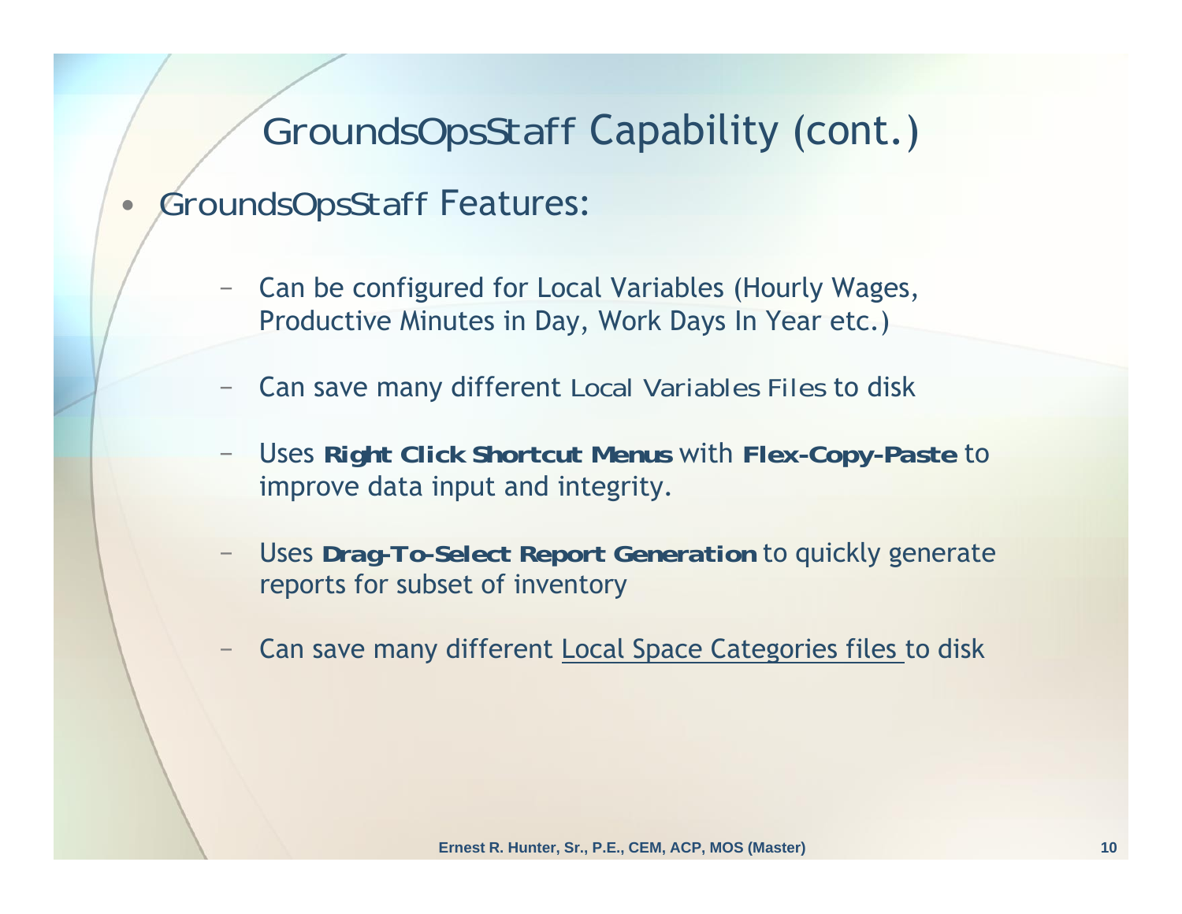# GroundsOpsStaff Capability (cont.)

- GroundsOpsStaff Features:
  - Can be configured for Local Variables (Hourly Wages, Productive Minutes in Day, Work Days In Year etc.)
  - Can save many different Local Variables Files to disk
  - Uses **Right Click Shortcut Menus** with **Flex-Copy-Paste** to improve data input and integrity.
  - Uses **Drag-To-Select Report Generation** to quickly generate reports for subset of inventory
  - Can save many different <u>Local Space Categories files</u> to disk

**Ernest R. Hunter, Sr., P.E., CEM, ACP, MOS (Master)**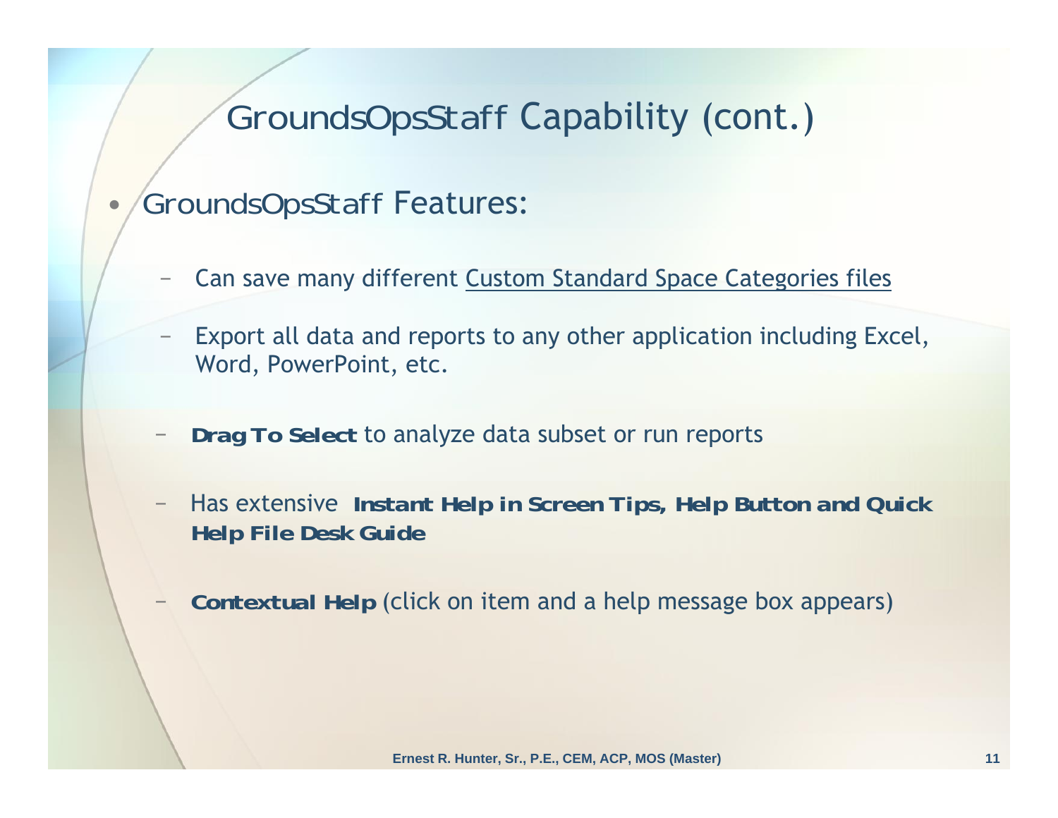# GroundsOpsStaff Capability (cont.)

- GroundsOpsStaff Features:
  - Can save many different Custom Standard Space Categories files
  - Export all data and reports to any other application including Excel, Word, PowerPoint, etc.
  - **Drag To Select** to analyze data subset or run reports
  - Has extensive **Instant Help in Screen Tips, Help Button and Quick Help File Desk Guide**
  - **Contextual Help** (click on item and a help message box appears)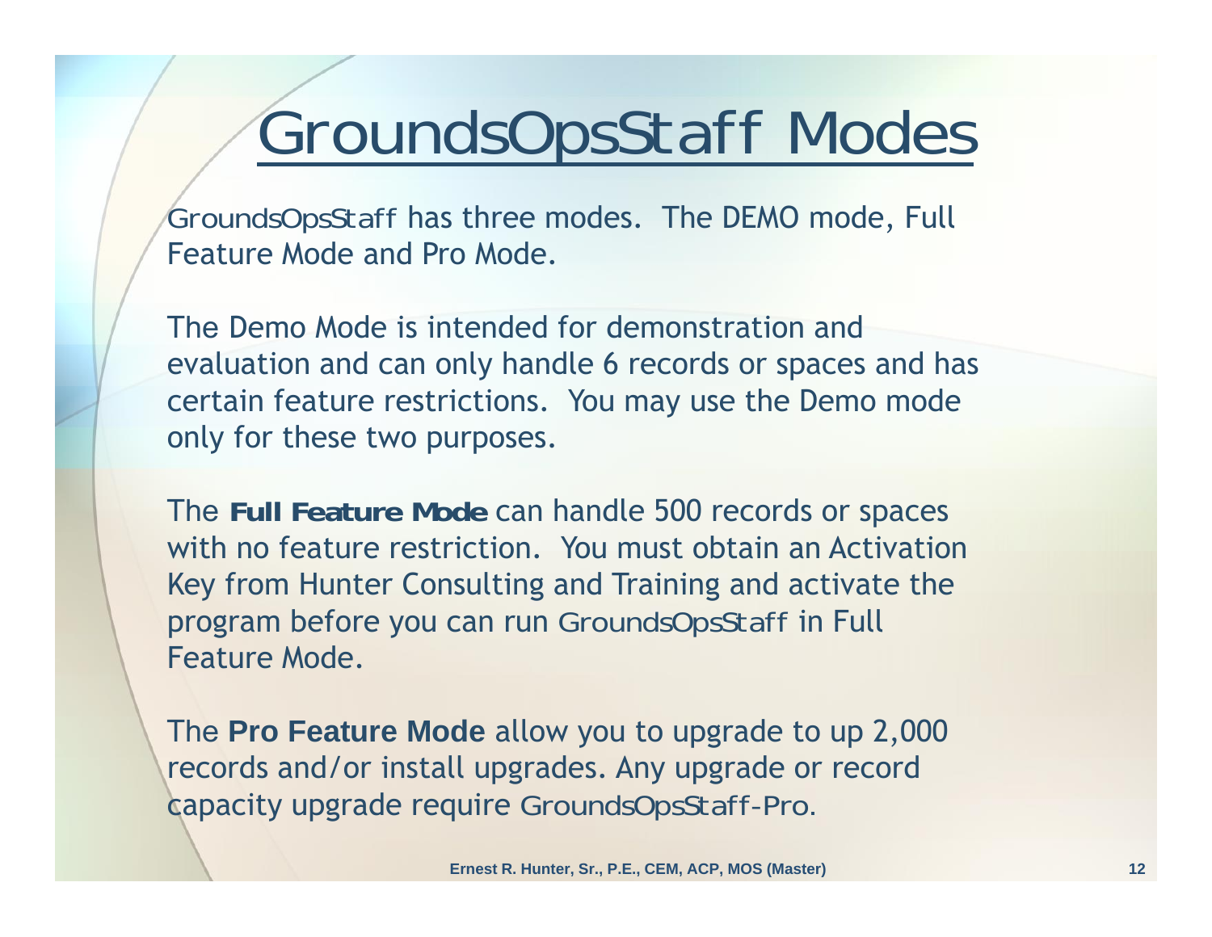# GroundsOpsStaff Modes

GroundsOpsStaff has three modes. The DEMO mode, Full Feature Mode and Pro Mode.

The Demo Mode is intended for demonstration and evaluation and can only handle 6 records or spaces and has certain feature restrictions. You may use the Demo mode only for these two purposes.

The **Full Feature Mode** can handle 500 records or spaces with no feature restriction. You must obtain an Activation Key from Hunter Consulting and Training and activate the program before you can run GroundsOpsStaff in Full Feature Mode.

The **Pro Feature Mode** allow you to upgrade to up 2,000 records and/or install upgrades. Any upgrade or record capacity upgrade require GroundsOpsStaff-Pro.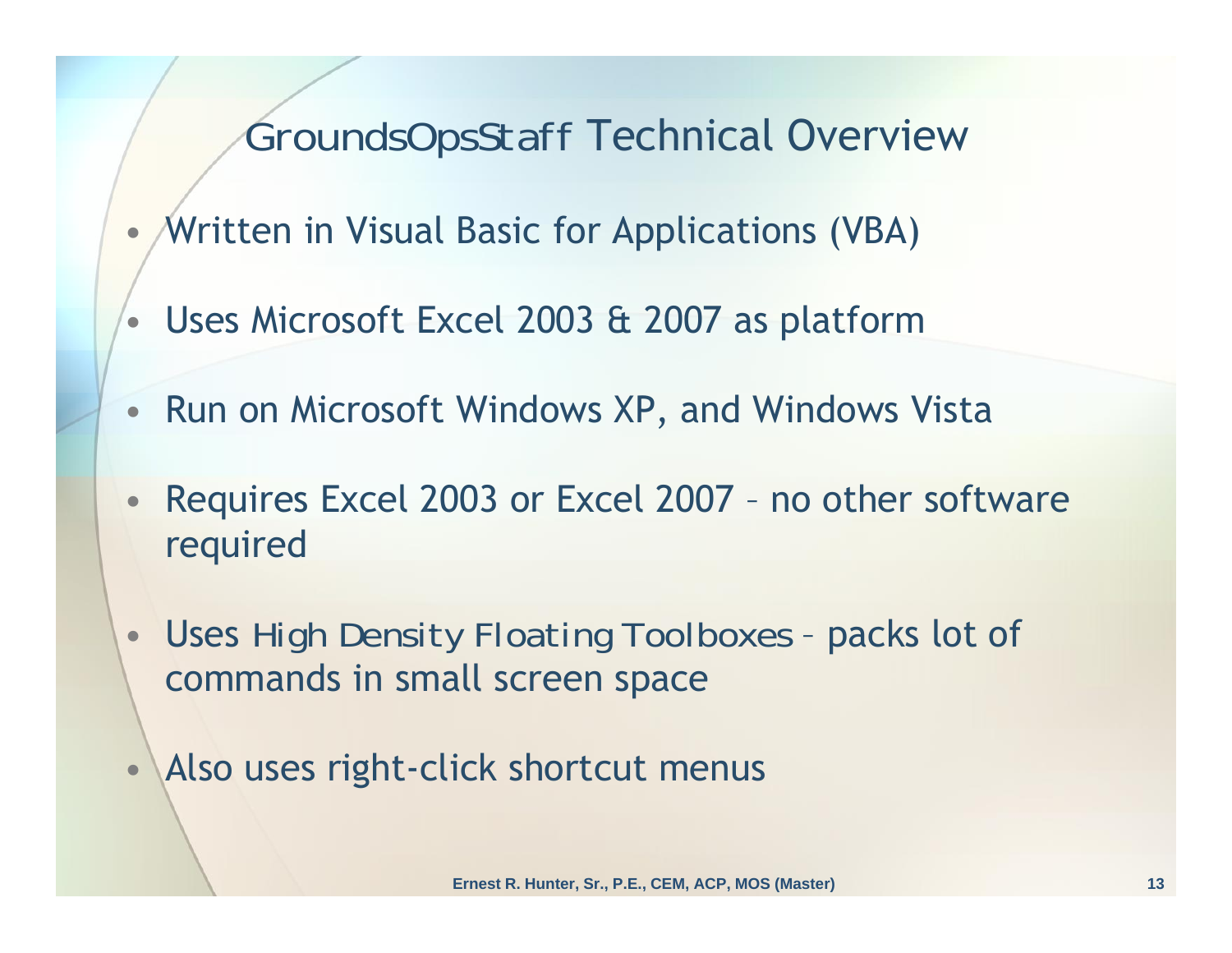# GroundsOpsStaff Technical Overview

- Written in Visual Basic for Applications (VBA)
- Uses Microsoft Excel 2003 & 2007 as platform
- Run on Microsoft Windows XP, and Windows Vista
- Requires Excel 2003 or Excel 2007 – no other software required
- Uses High Density Floating Toolboxes – packs lot of commands in small screen space
- Also uses right-click shortcut menus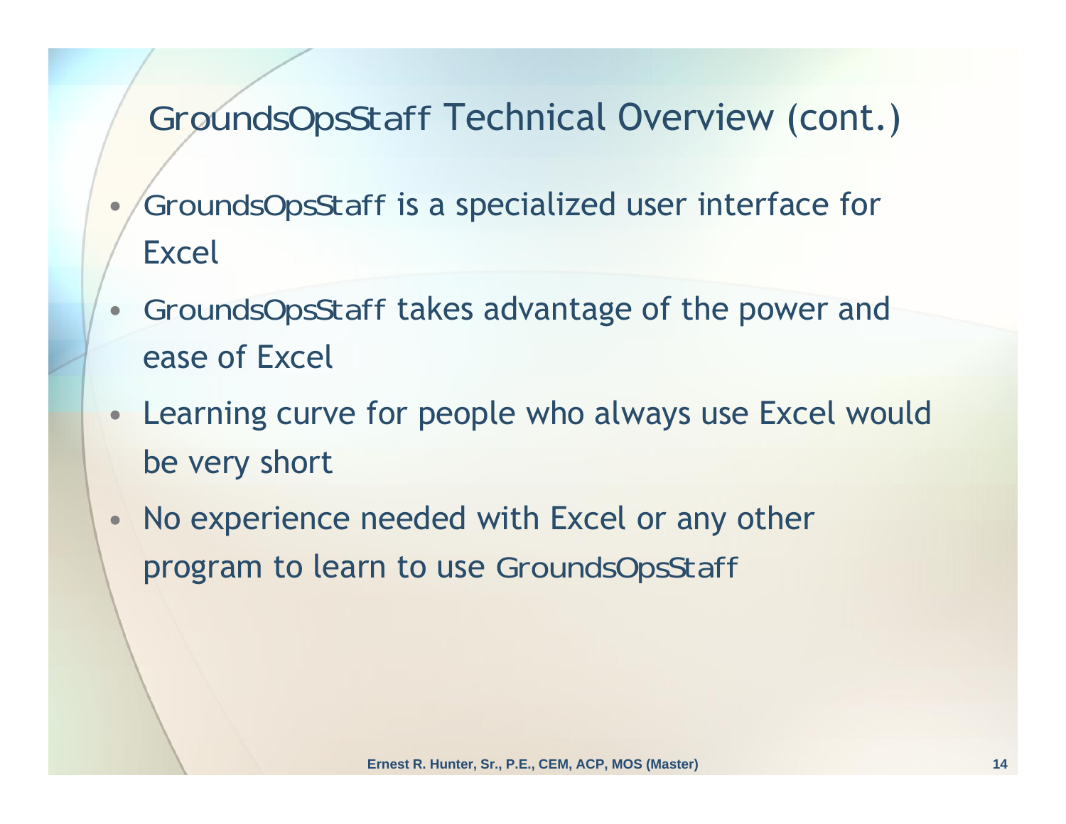# GroundsOpsStaff Technical Overview (cont.)

- GroundsOpsStaff is a specialized user interface for Excel
- GroundsOpsStaff takes advantage of the power and ease of Excel
- Learning curve for people who always use Excel would be very short
- No experience needed with Excel or any other program to learn to use GroundsOpsStaff

**Ernest R. Hunter, Sr., P.E., CEM, ACP, MOS (Master)**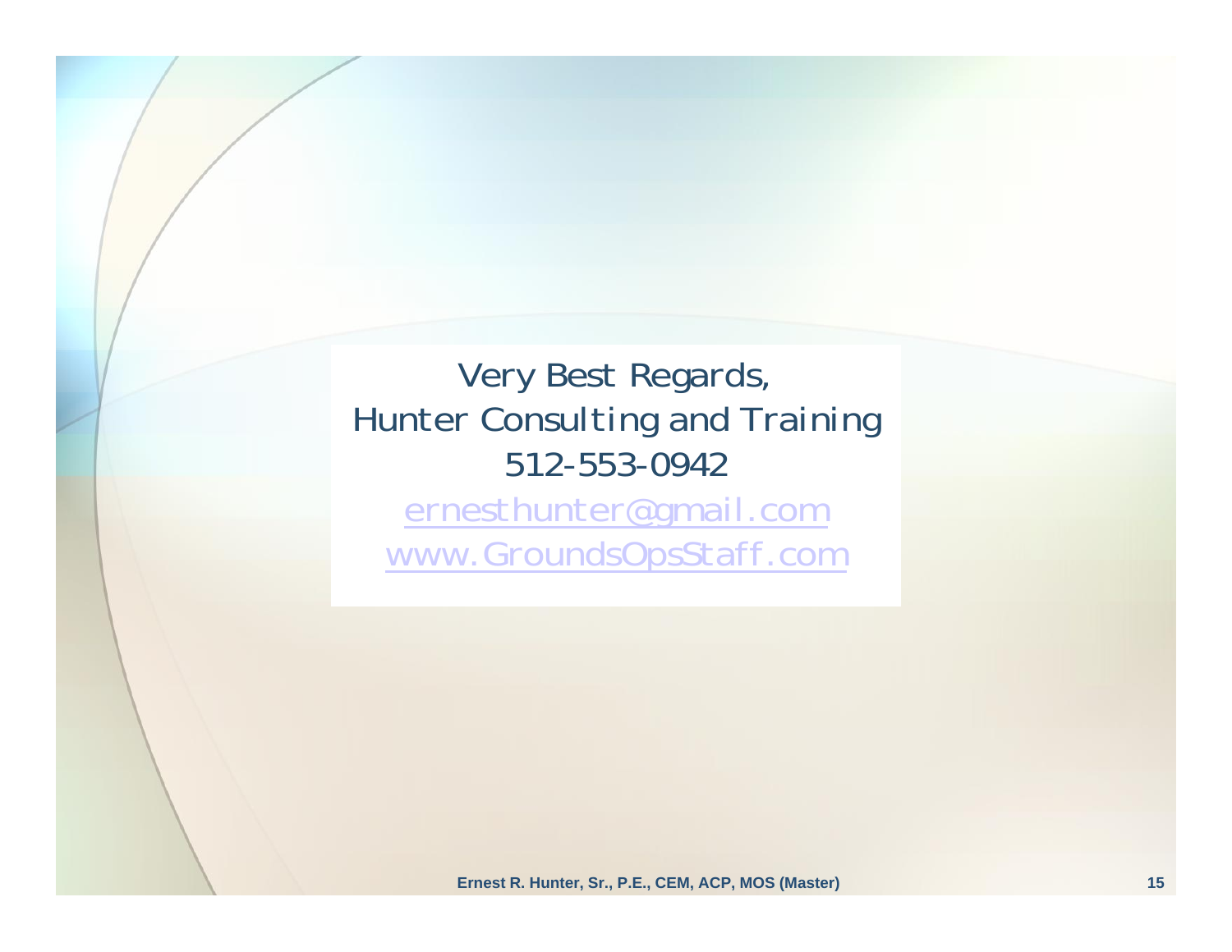Very Best Regards,

Hunter Consulting and Training

512-553-0942

[ernesthunter@gmail.com](mailto:ernesthunter@gmail.com)

[www.GroundsOpsStaff.com](http://www.GroundsOpsStaff.com)